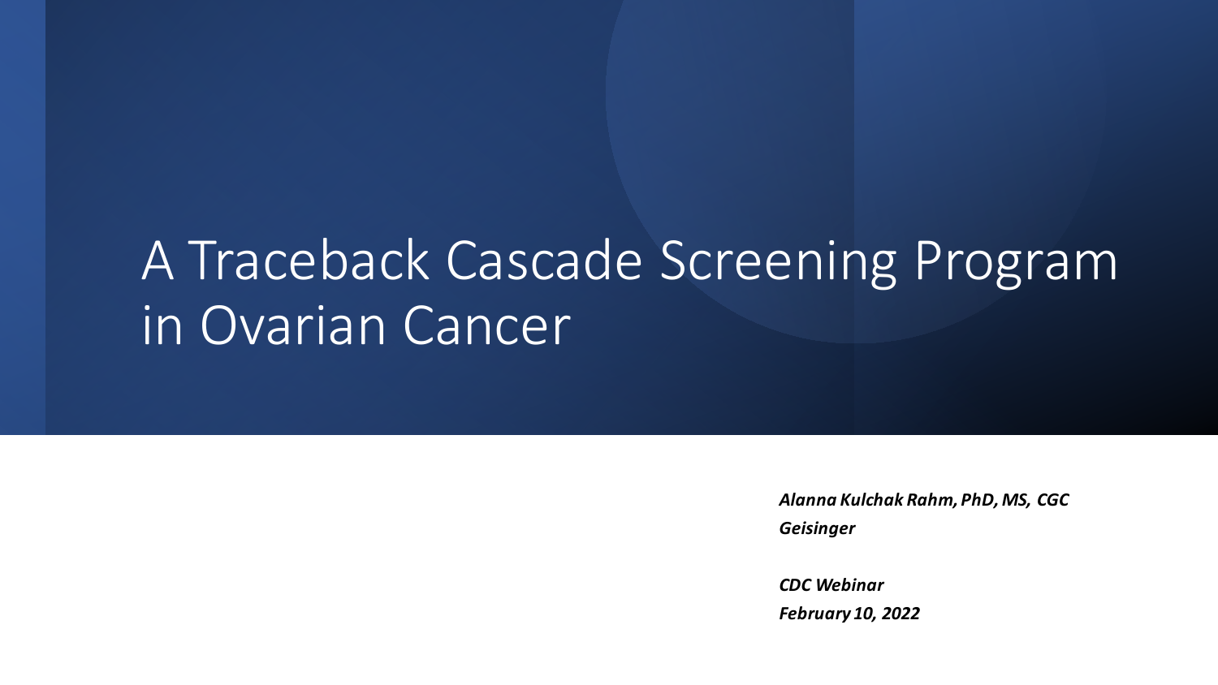# A Traceback Cascade Screening Program in Ovarian Cancer

***Alanna Kulchak Rahm, PhD, MS, CGC***
***Geisinger***

***CDC Webinar***
***February 10, 2022***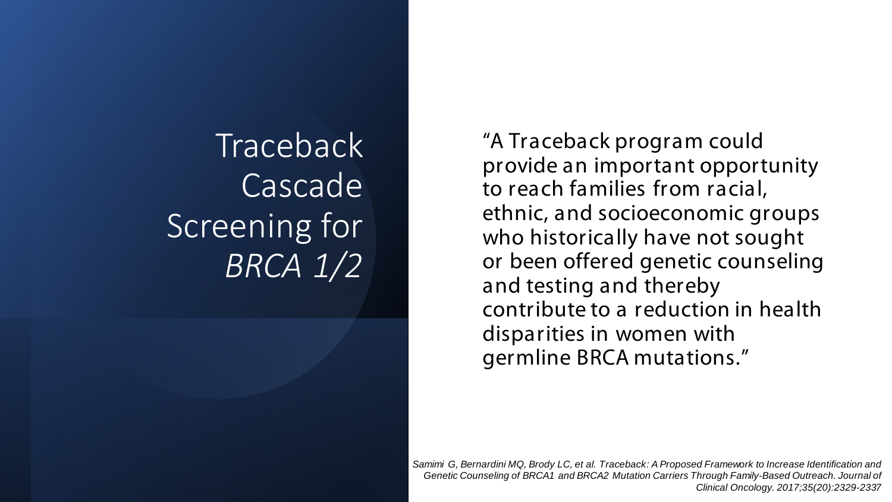# Traceback Cascade Screening for *BRCA 1/2*

"A Traceback program could provide an important opportunity to reach families from racial, ethnic, and socioeconomic groups who historically have not sought or been offered genetic counseling and testing and thereby contribute to a reduction in health disparities in women with germline BRCA mutations."

*Samimi G, Bernardini MQ, Brody LC, et al. Traceback: A Proposed Framework to Increase Identification and Genetic Counseling of BRCA1 and BRCA2 Mutation Carriers Through Family-Based Outreach. Journal of Clinical Oncology. 2017;35(20):2329-2337*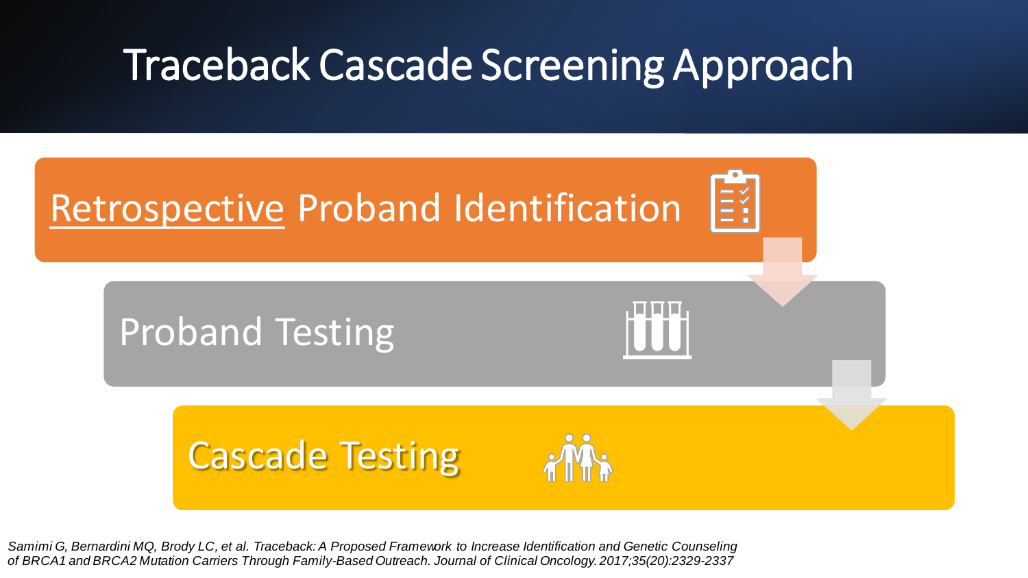# Traceback Cascade Screening Approach

<u>Retrospective</u> Proband Identification

Proband Testing

Cascade Testing

*Samimi G, Bernardini MQ, Brody LC, et al. Traceback: A Proposed Framework to Increase Identification and Genetic Counseling of BRCA1 and BRCA2 Mutation Carriers Through Family-Based Outreach. Journal of Clinical Oncology. 2017;35(20):2329-2337*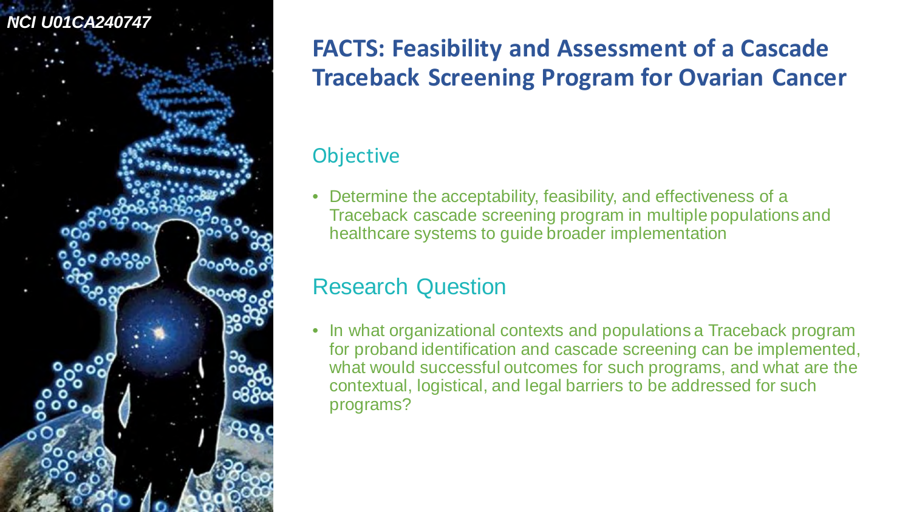*NCI U01CA240747*

# FACTS: Feasibility and Assessment of a Cascade Traceback Screening Program for Ovarian Cancer

## Objective

- Determine the acceptability, feasibility, and effectiveness of a Traceback cascade screening program in multiple populations and healthcare systems to guide broader implementation

## Research Question

- In what organizational contexts and populations a Traceback program for proband identification and cascade screening can be implemented, what would successful outcomes for such programs, and what are the contextual, logistical, and legal barriers to be addressed for such programs?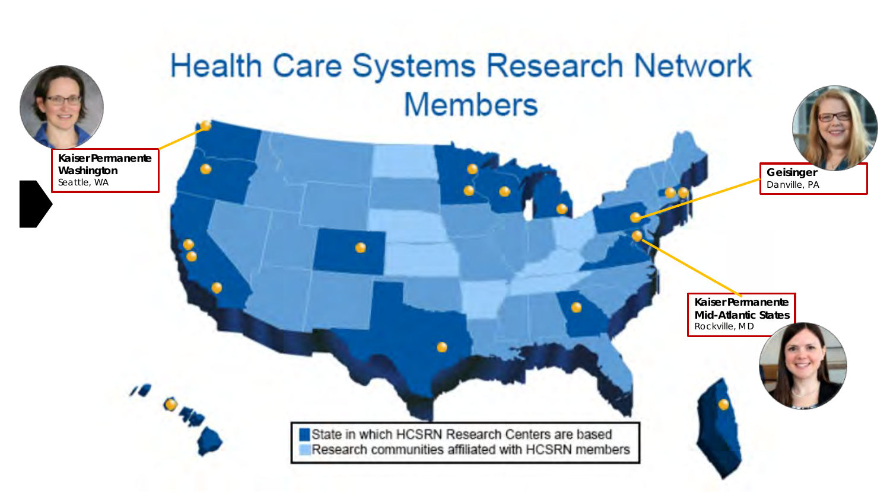# Health Care Systems Research Network Members

**Kaiser Permanente Washington**
Seattle, WA

**Geisinger**
Danville, PA

**Kaiser Permanente Mid-Atlantic States**
Rockville, MD

- State in which HCSRN Research Centers are based
- Research communities affiliated with HCSRN members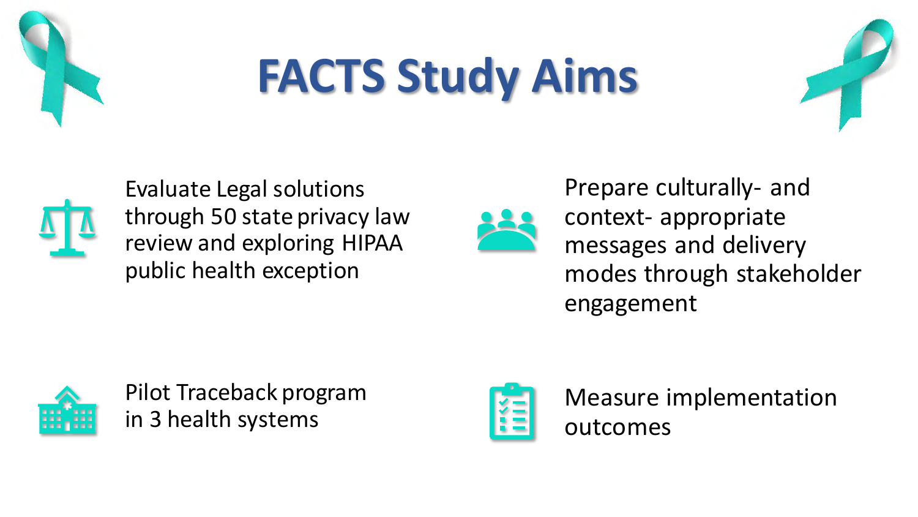# FACTS Study Aims

- Evaluate Legal solutions through 50 state privacy law review and exploring HIPAA public health exception
- Prepare culturally- and context- appropriate messages and delivery modes through stakeholder engagement
- Pilot Traceback program in 3 health systems
- Measure implementation outcomes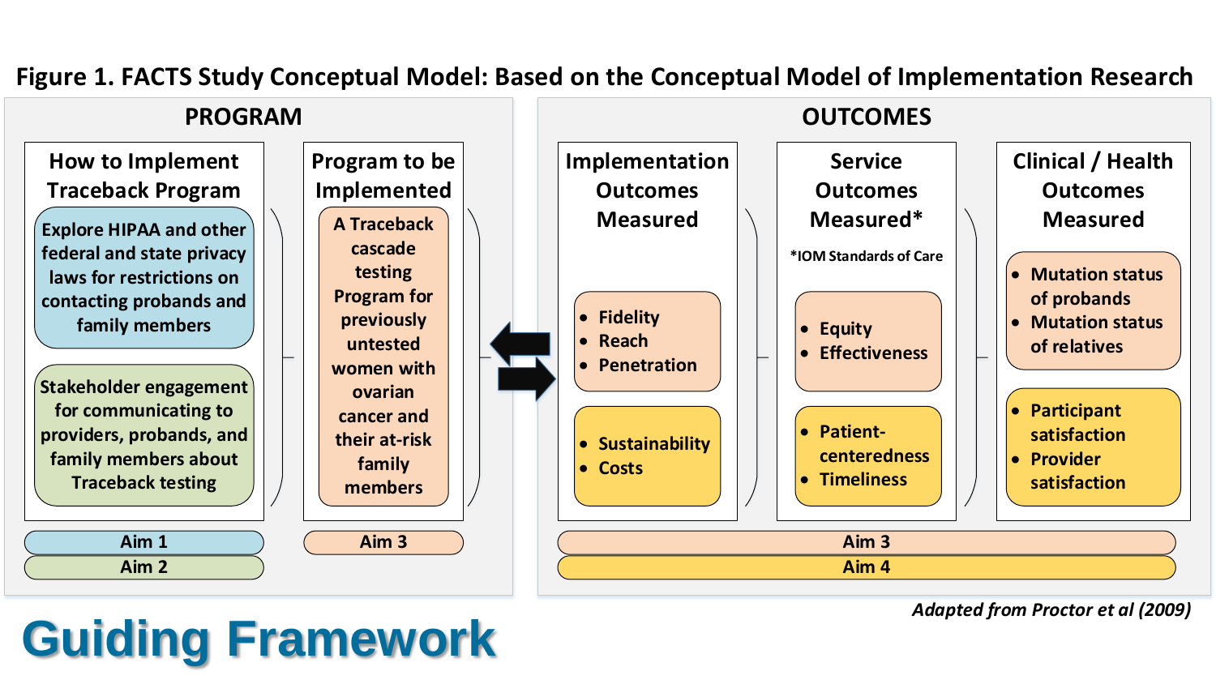# Guiding Framework

**Figure 1. FACTS Study Conceptual Model: Based on the Conceptual Model of Implementation Research**

## PROGRAM

### How to Implement Traceback Program

- Explore HIPAA and other federal and state privacy laws for restrictions on contacting probands and family members (Aim 1)
- Stakeholder engagement for communicating to providers, probands, and family members about Traceback testing (Aim 2)

### Program to be Implemented

- A Traceback cascade testing Program for previously untested women with ovarian cancer and their at-risk family members (Aim 3)

## OUTCOMES

### Implementation Outcomes Measured

- Fidelity
- Reach
- Penetration
- Sustainability
- Costs

### Service Outcomes Measured*

*IOM Standards of Care

- Equity
- Effectiveness
- Patient-centeredness
- Timeliness

### Clinical / Health Outcomes Measured

- Mutation status of probands
- Mutation status of relatives
- Participant satisfaction
- Provider satisfaction

Aim 3 (Fidelity, Reach, Penetration; Equity, Effectiveness; Mutation status of probands, Mutation status of relatives)

Aim 4 (Sustainability, Costs; Patient-centeredness, Timeliness; Participant satisfaction, Provider satisfaction)

*Adapted from Proctor et al (2009)*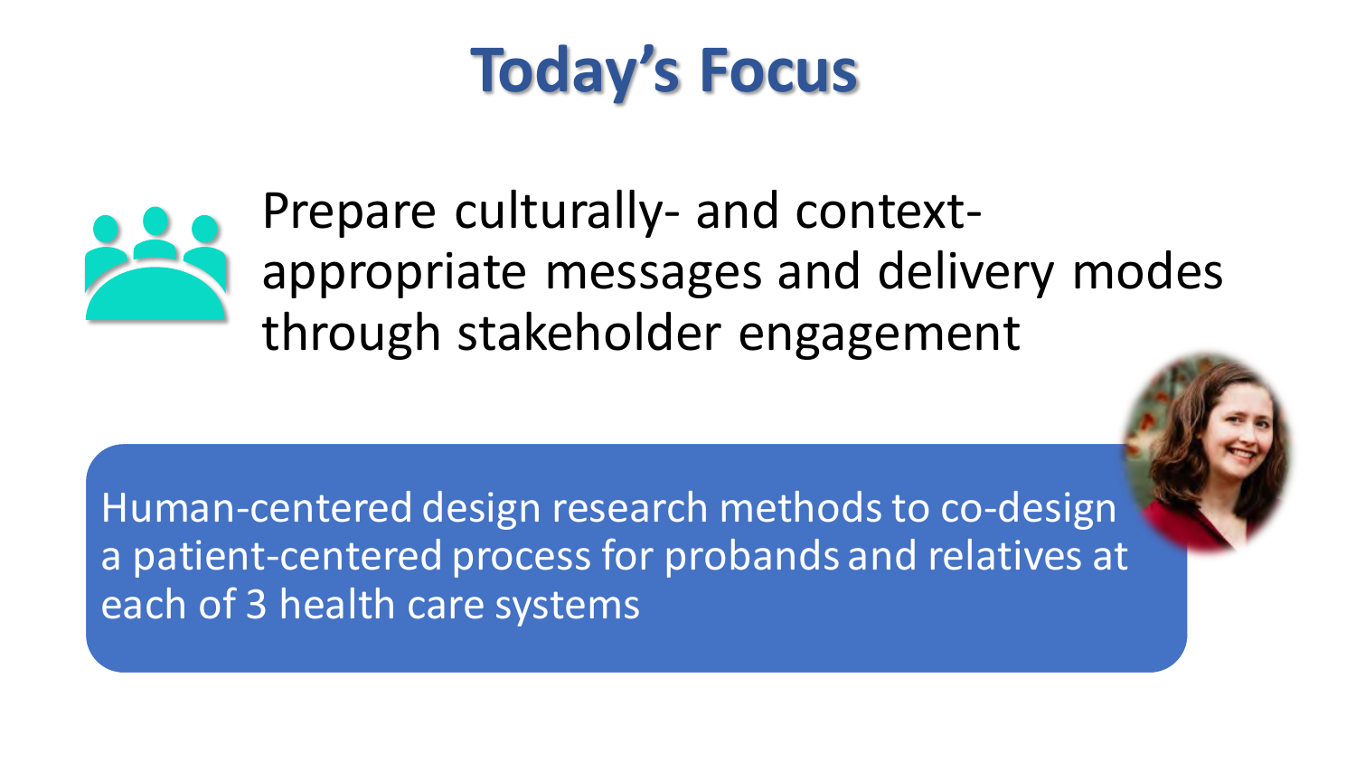# Today's Focus

Prepare culturally- and context-appropriate messages and delivery modes through stakeholder engagement

Human-centered design research methods to co-design a patient-centered process for probands and relatives at each of 3 health care systems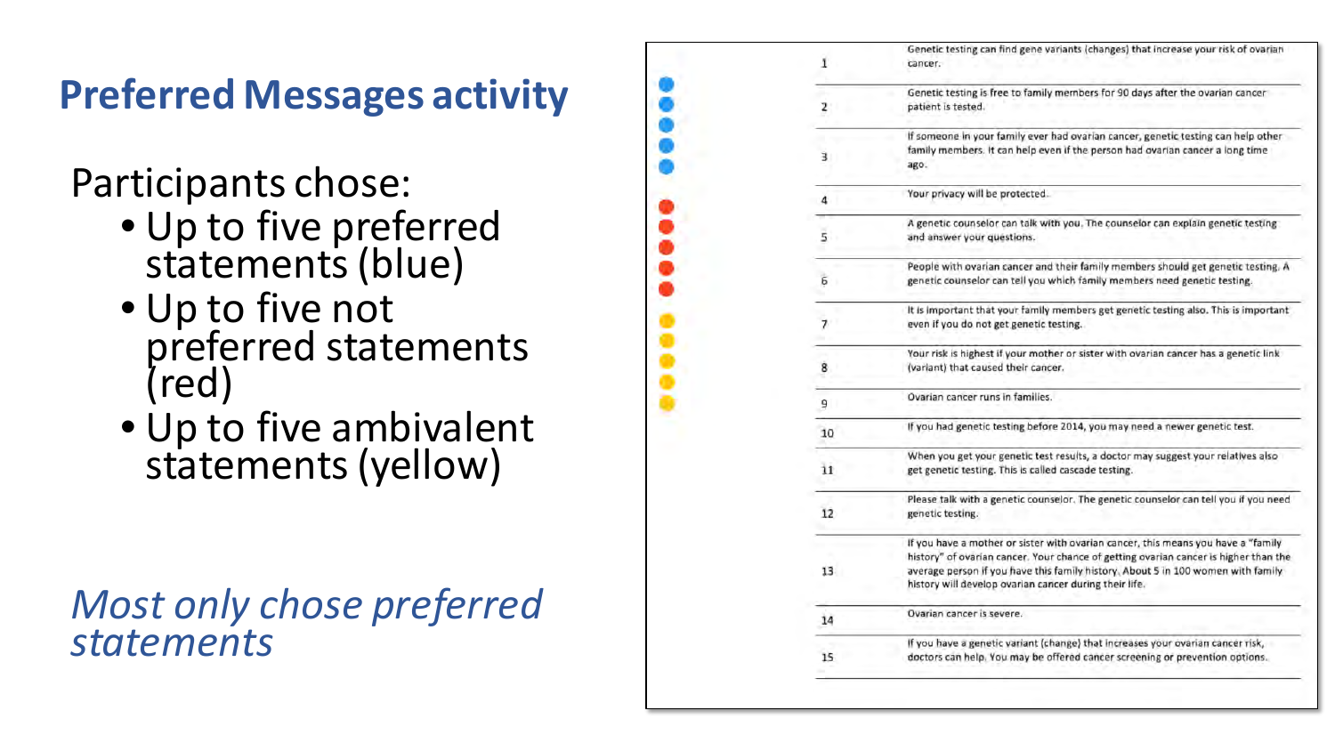# Preferred Messages activity

Participants chose:

- Up to five preferred statements (blue)
- Up to five not preferred statements (red)
- Up to five ambivalent statements (yellow)

*Most only chose preferred statements*

| | |
|---|---|
| 1 | Genetic testing can find gene variants (changes) that increase your risk of ovarian cancer. |
| 2 | Genetic testing is free to family members for 90 days after the ovarian cancer patient is tested. |
| 3 | If someone in your family ever had ovarian cancer, genetic testing can help other family members. It can help even if the person had ovarian cancer a long time ago. |
| 4 | Your privacy will be protected. |
| 5 | A genetic counselor can talk with you. The counselor can explain genetic testing and answer your questions. |
| 6 | People with ovarian cancer and their family members should get genetic testing. A genetic counselor can tell you which family members need genetic testing. |
| 7 | It is important that your family members get genetic testing also. This is important even if you do not get genetic testing. |
| 8 | Your risk is highest if your mother or sister with ovarian cancer has a genetic link (variant) that caused their cancer. |
| 9 | Ovarian cancer runs in families. |
| 10 | If you had genetic testing before 2014, you may need a newer genetic test. |
| 11 | When you get your genetic test results, a doctor may suggest your relatives also get genetic testing. This is called cascade testing. |
| 12 | Please talk with a genetic counselor. The genetic counselor can tell you if you need genetic testing. |
| 13 | If you have a mother or sister with ovarian cancer, this means you have a "family history" of ovarian cancer. Your chance of getting ovarian cancer is higher than the average person if you have this family history. About 5 in 100 women with family history will develop ovarian cancer during their life. |
| 14 | Ovarian cancer is severe. |
| 15 | If you have a genetic variant (change) that increases your ovarian cancer risk, doctors can help. You may be offered cancer screening or prevention options. |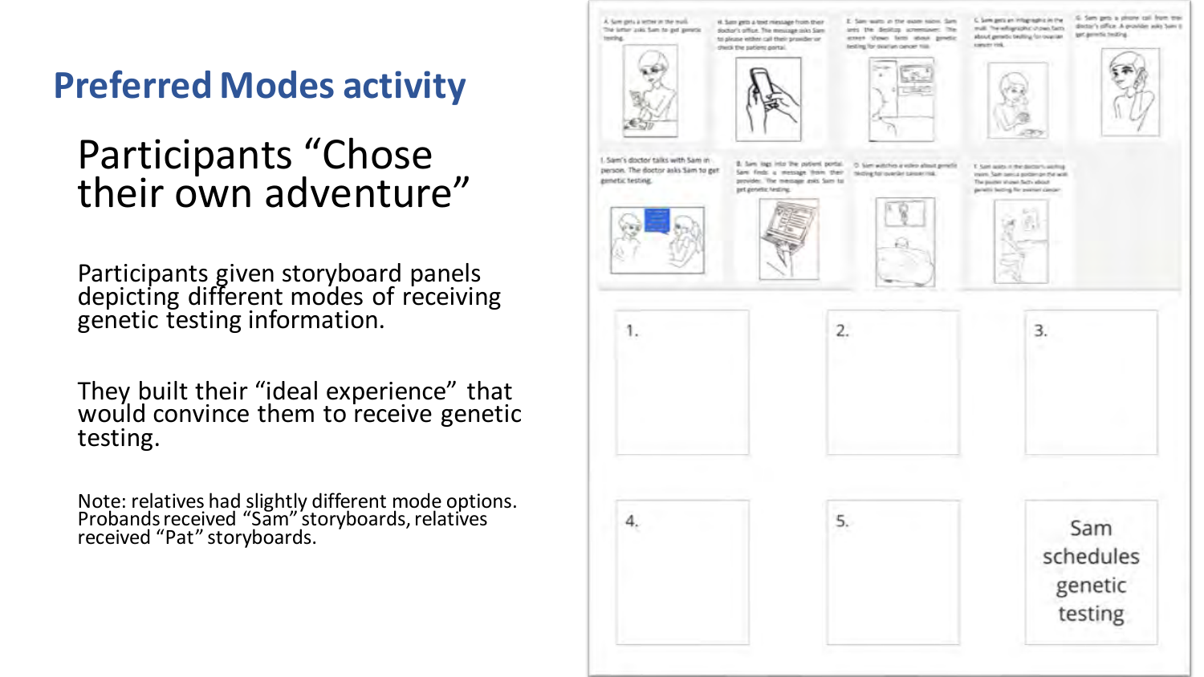# Preferred Modes activity

## Participants "Chose their own adventure"

Participants given storyboard panels depicting different modes of receiving genetic testing information.

They built their "ideal experience" that would convince them to receive genetic testing.

Note: relatives had slightly different mode options. Probands received "Sam" storyboards, relatives received "Pat" storyboards.

A. Sam gets a letter in the mail. The letter asks Sam to get genetic testing.

H. Sam gets a text message from their doctor's office. The message asks Sam to please either call their provider or check the patient portal.

E. Sam waits in the exam room. Sam sees the desktop screensaver. The screen shows facts about genetic testing for ovarian cancer risk.

C. Sam gets an infographic in the mail. The infographic shows facts about genetic testing for ovarian cancer risk.

G. Sam gets a phone call from the doctor's office. A provider asks Sam to get genetic testing.

I. Sam's doctor talks with Sam in person. The doctor asks Sam to get genetic testing.

B. Sam logs into the patient portal. Sam finds a message from their provider. The message asks Sam to get genetic testing.

D. Sam watches a video about genetic testing for ovarian cancer risk.

F. Sam waits in the doctor's waiting room. Sam sees a poster on the wall. The poster shows facts about genetic testing for ovarian cancer.

1.

2.

3.

4.

5.

Sam schedules genetic testing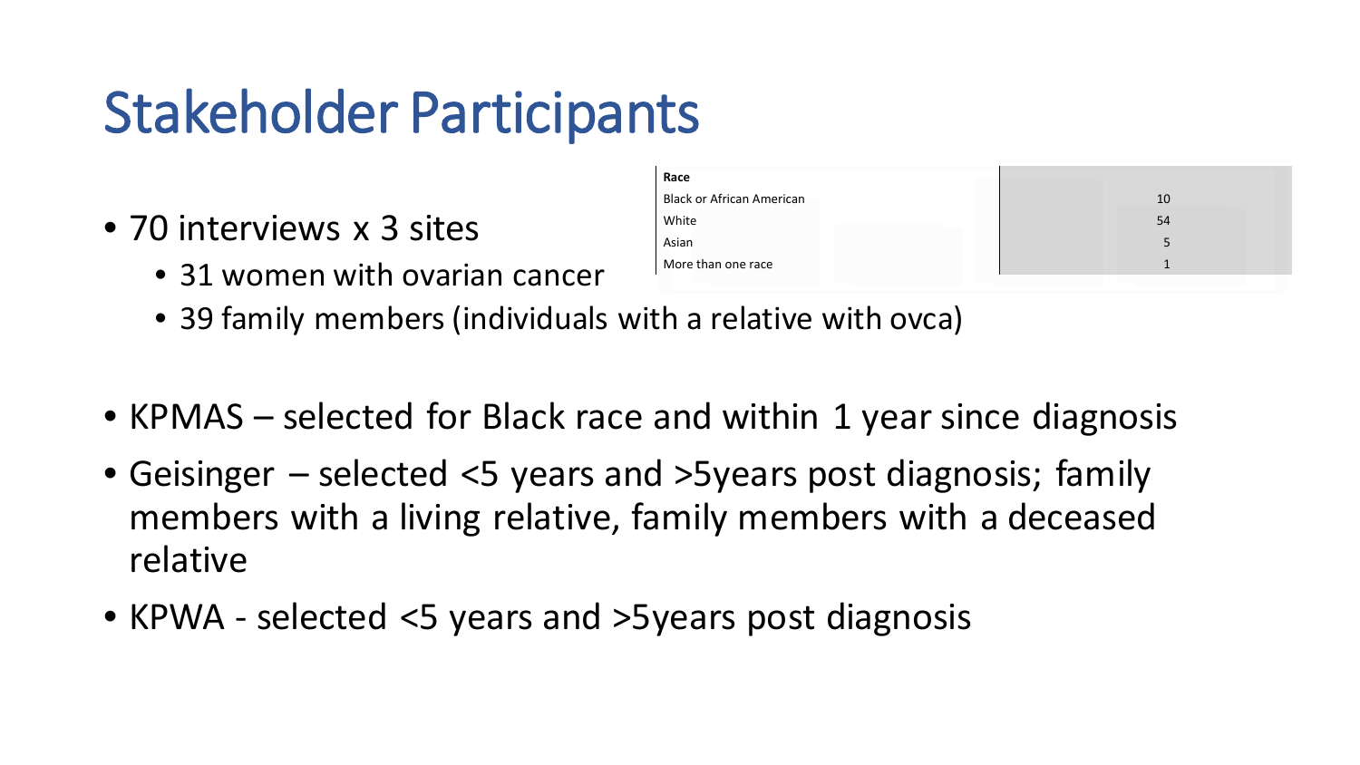# Stakeholder Participants

| Race | |
|---|---|
| Black or African American | 10 |
| White | 54 |
| Asian | 5 |
| More than one race | 1 |

- 70 interviews x 3 sites
  - 31 women with ovarian cancer
  - 39 family members (individuals with a relative with ovca)
- KPMAS – selected for Black race and within 1 year since diagnosis
- Geisinger – selected <5 years and >5years post diagnosis; family members with a living relative, family members with a deceased relative
- KPWA - selected <5 years and >5years post diagnosis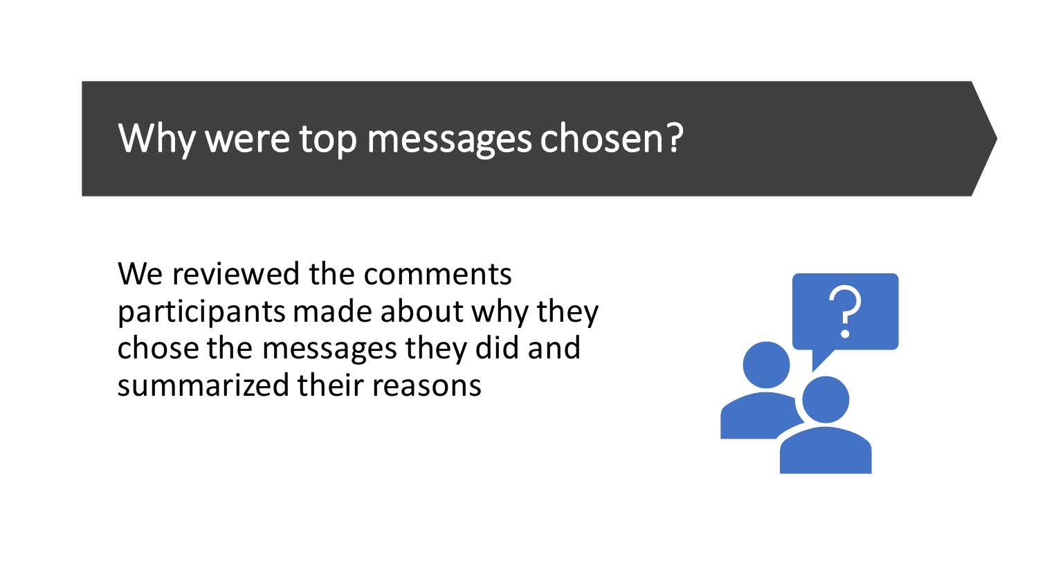# Why were top messages chosen?

We reviewed the comments participants made about why they chose the messages they did and summarized their reasons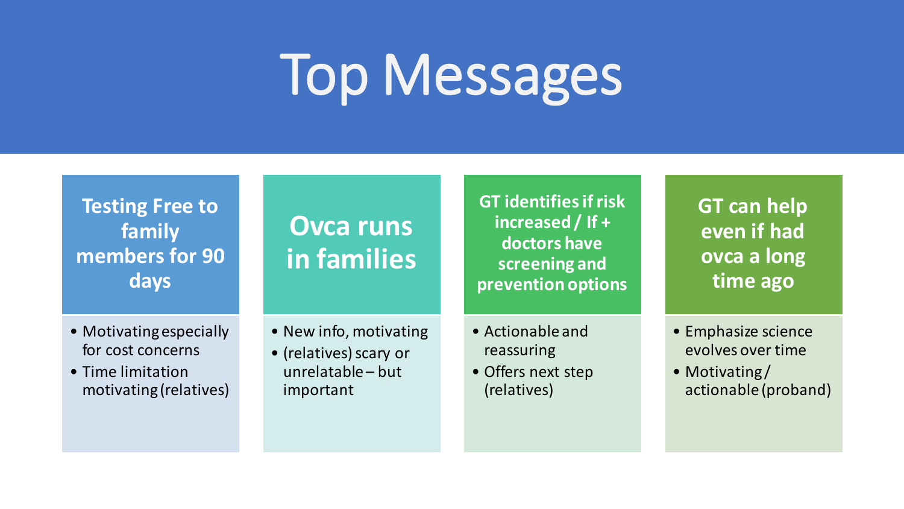# Top Messages

### Testing Free to family members for 90 days

- Motivating especially for cost concerns
- Time limitation motivating (relatives)

### Ovca runs in families

- New info, motivating
- (relatives) scary or unrelatable – but important

### GT identifies if risk increased / If + doctors have screening and prevention options

- Actionable and reassuring
- Offers next step (relatives)

### GT can help even if had ovca a long time ago

- Emphasize science evolves over time
- Motivating / actionable (proband)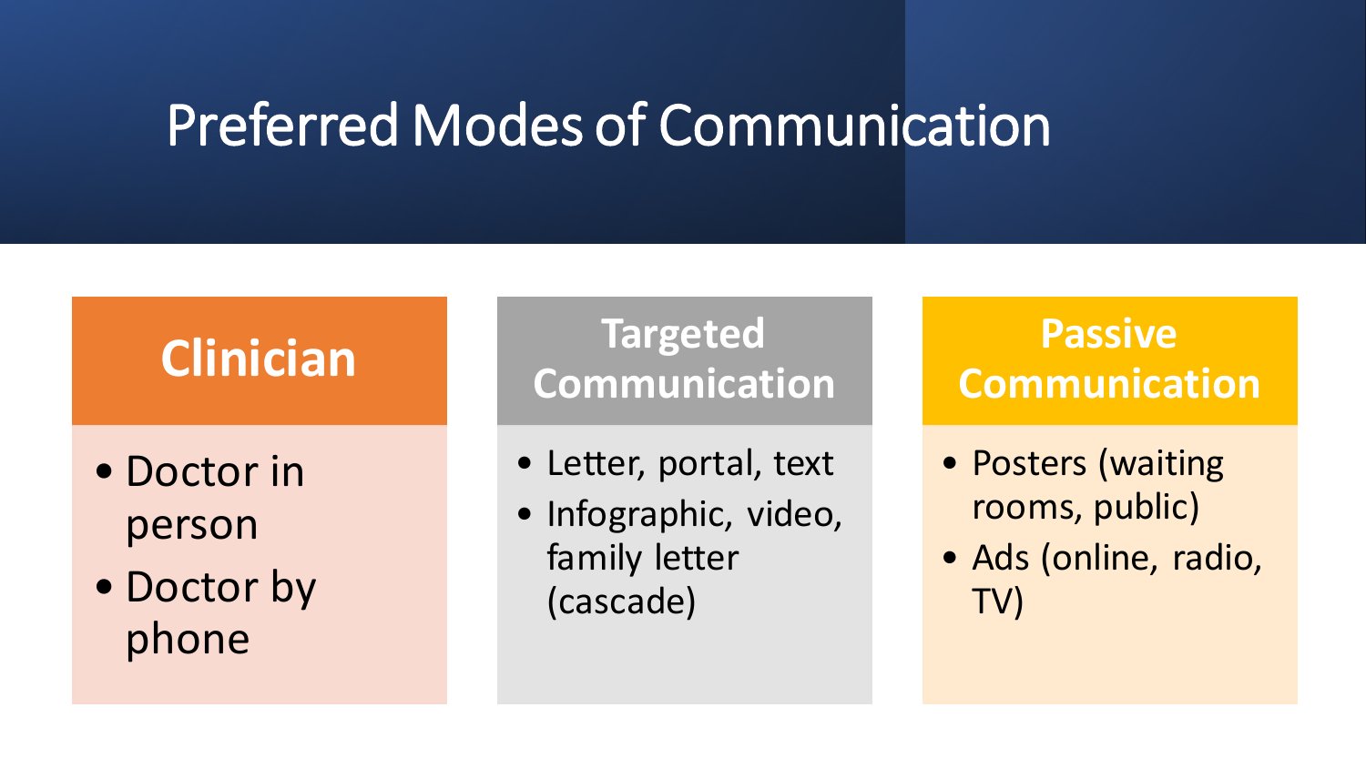# Preferred Modes of Communication

## Clinician

- Doctor in person
- Doctor by phone

## Targeted Communication

- Letter, portal, text
- Infographic, video, family letter (cascade)

## Passive Communication

- Posters (waiting rooms, public)
- Ads (online, radio, TV)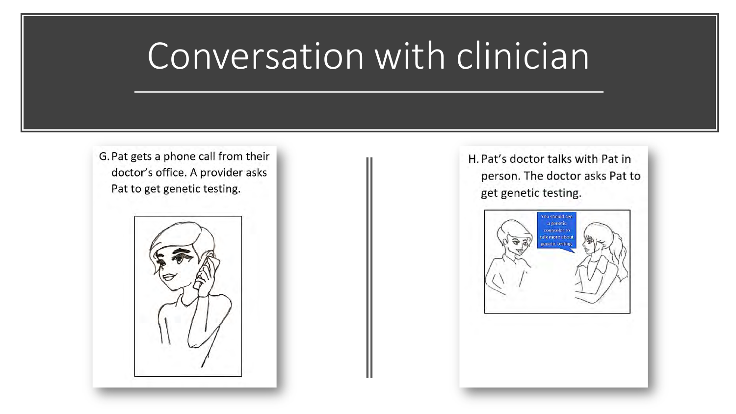# Conversation with clinician

G. Pat gets a phone call from their doctor's office. A provider asks Pat to get genetic testing.

H. Pat's doctor talks with Pat in person. The doctor asks Pat to get genetic testing.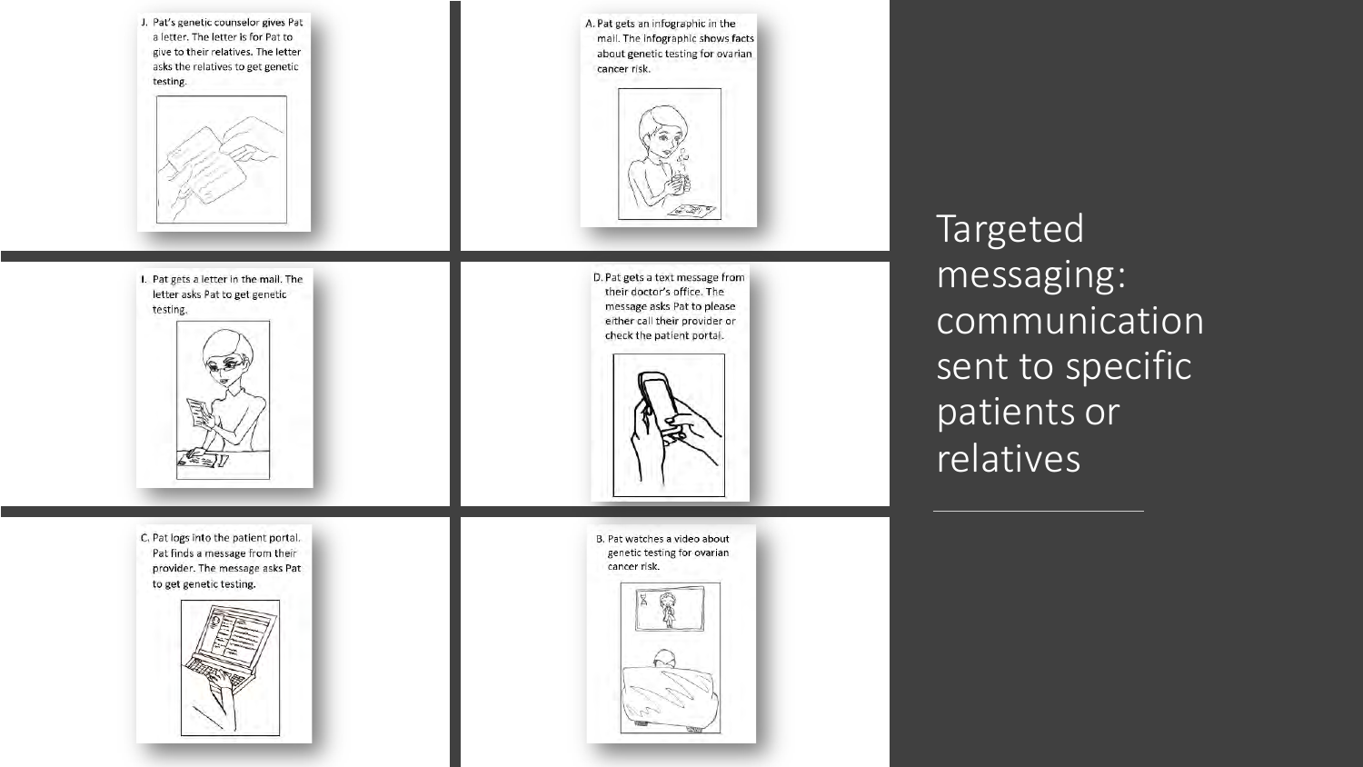J. Pat's genetic counselor gives Pat a letter. The letter is for Pat to give to their relatives. The letter asks the relatives to get genetic testing.

A. Pat gets an infographic in the mail. The infographic shows facts about genetic testing for ovarian cancer risk.

I. Pat gets a letter in the mail. The letter asks Pat to get genetic testing.

D. Pat gets a text message from their doctor's office. The message asks Pat to please either call their provider or check the patient portal.

C. Pat logs into the patient portal. Pat finds a message from their provider. The message asks Pat to get genetic testing.

B. Pat watches a video about genetic testing for ovarian cancer risk.

# Targeted messaging: communication sent to specific patients or relatives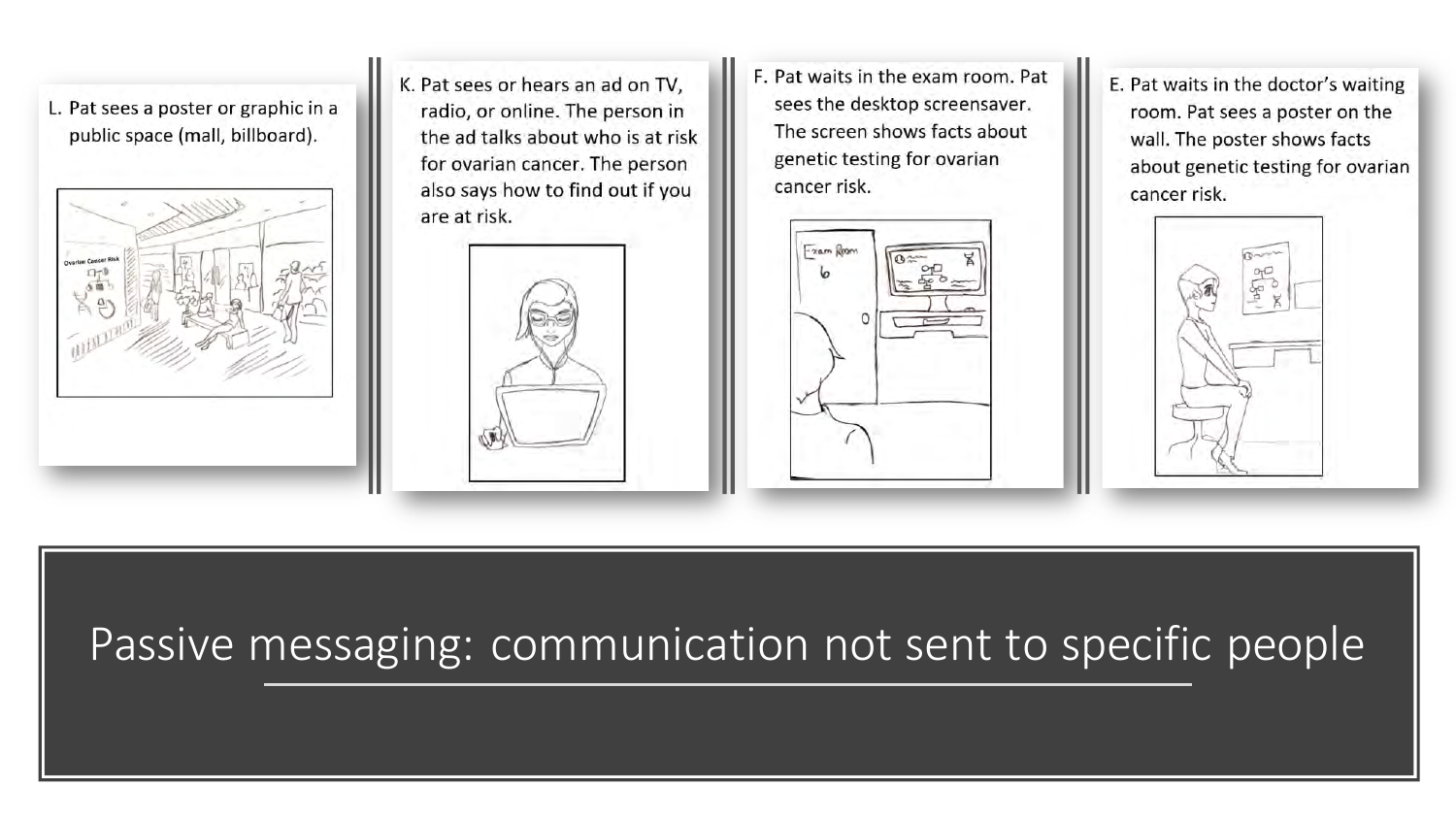L. Pat sees a poster or graphic in a public space (mall, billboard).

K. Pat sees or hears an ad on TV, radio, or online. The person in the ad talks about who is at risk for ovarian cancer. The person also says how to find out if you are at risk.

F. Pat waits in the exam room. Pat sees the desktop screensaver. The screen shows facts about genetic testing for ovarian cancer risk.

E. Pat waits in the doctor's waiting room. Pat sees a poster on the wall. The poster shows facts about genetic testing for ovarian cancer risk.

# Passive messaging: communication not sent to specific people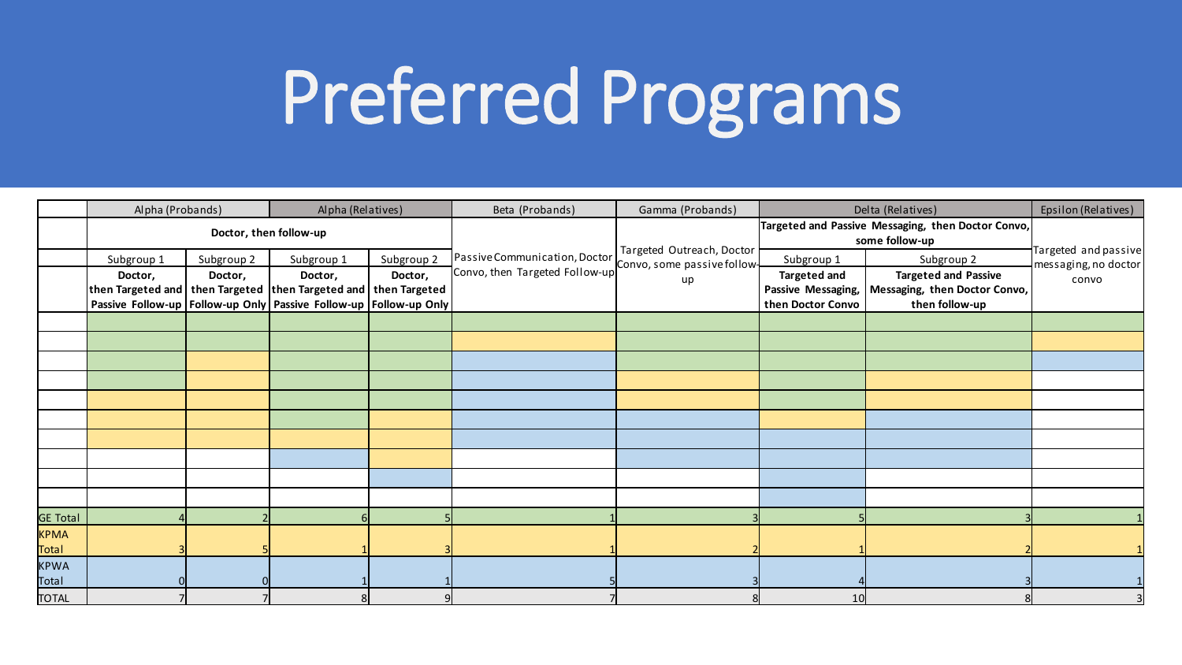# Preferred Programs

| | Alpha (Probands) | | Alpha (Relatives) | | Beta (Probands) | Gamma (Probands) | Delta (Relatives) | | Epsilon (Relatives) |
|---|---|---|---|---|---|---|---|---|---|
| | Doctor, then follow-up | | | | Passive Communication, Doctor Convo, then Targeted Follow-up | Targeted Outreach, Doctor Convo, some passive follow-up | Targeted and Passive Messaging, then Doctor Convo, some follow-up | | Targeted and passive messaging, no doctor convo |
| | Subgroup 1 | Subgroup 2 | Subgroup 1 | Subgroup 2 | | | Subgroup 1 | Subgroup 2 | |
| | **Doctor, then Targeted and Passive Follow-up** | **Doctor, then Targeted Follow-up Only** | **Doctor, then Targeted and Passive Follow-up** | **Doctor, then Targeted Follow-up Only** | | | **Targeted and Passive Messaging, then Doctor Convo** | **Targeted and Passive Messaging, then Doctor Convo, then follow-up** | |
| GE Total | 4 | 2 | 6 | 5 | 1 | 3 | 5 | 3 | 1 |
| KPMA Total | 3 | 5 | 1 | 3 | 1 | 2 | 1 | 2 | 1 |
| KPWA Total | 0 | 0 | 1 | 1 | 5 | 3 | 4 | 3 | 1 |
| TOTAL | 7 | 7 | 8 | 9 | 7 | 8 | 10 | 8 | 3 |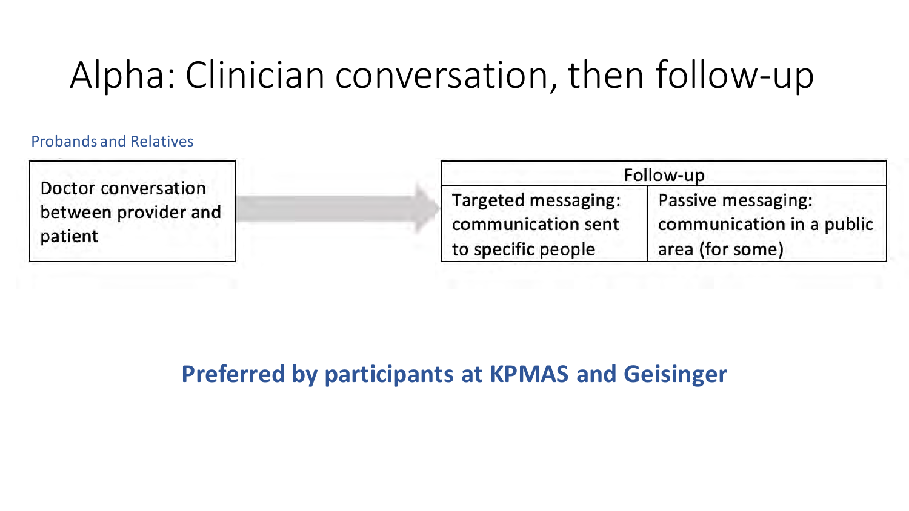# Alpha: Clinician conversation, then follow-up

Probands and Relatives

| Doctor conversation between provider and patient | → | Follow-up | |
|---|---|---|---|
| | | Targeted messaging: communication sent to specific people | Passive messaging: communication in a public area (for some) |

**Preferred by participants at KPMAS and Geisinger**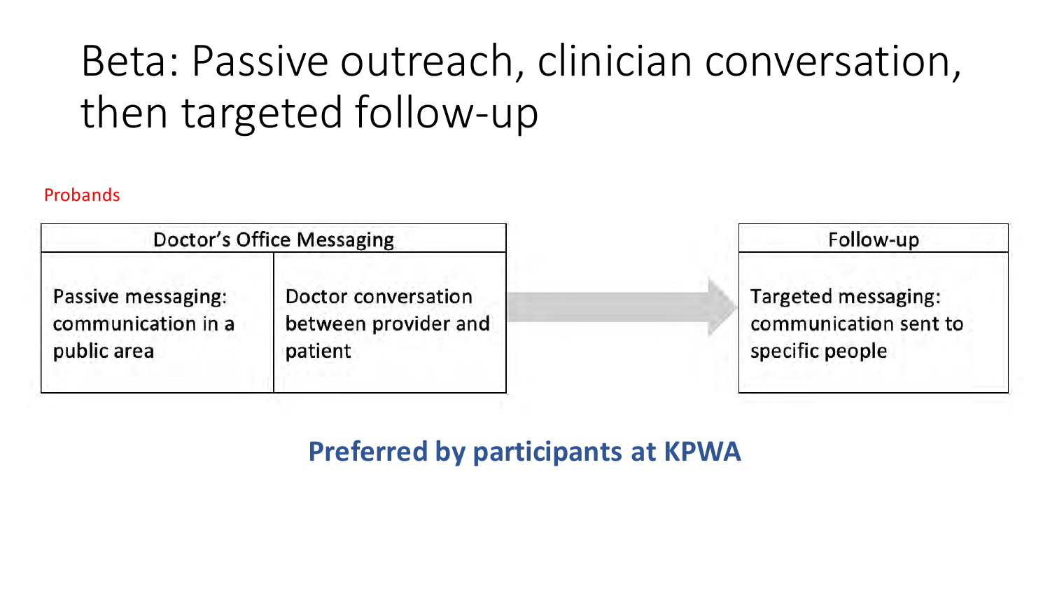# Beta: Passive outreach, clinician conversation, then targeted follow-up

Probands

| Doctor's Office Messaging | | → | Follow-up |
|---|---|---|---|
| Passive messaging: communication in a public area | Doctor conversation between provider and patient | → | Targeted messaging: communication sent to specific people |

**Preferred by participants at KPWA**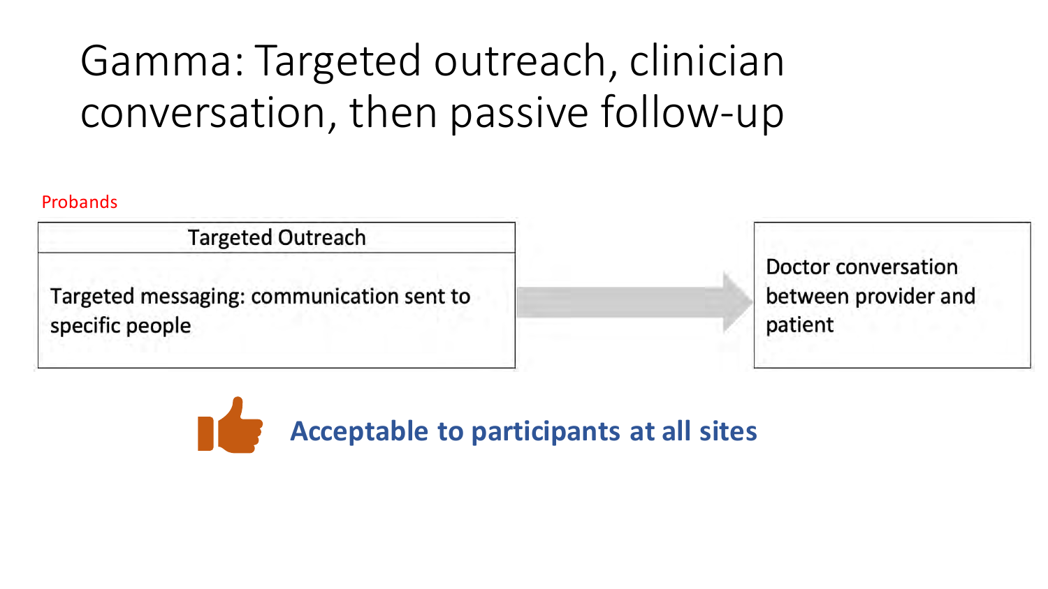# Gamma: Targeted outreach, clinician conversation, then passive follow-up

Probands

| Targeted Outreach |
| --- |
| Targeted messaging: communication sent to specific people |

→

Doctor conversation between provider and patient

**Acceptable to participants at all sites**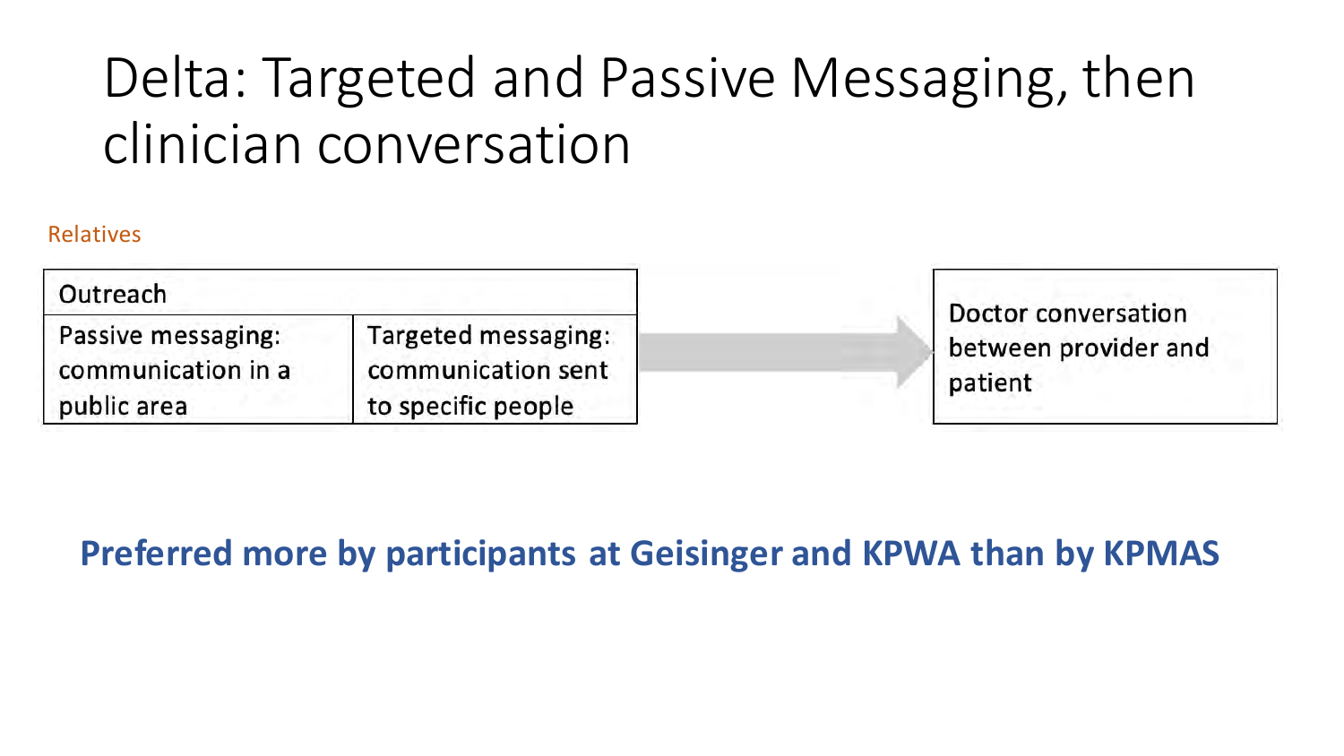# Delta: Targeted and Passive Messaging, then clinician conversation

Relatives

| Outreach | |
|---|---|
| Passive messaging: communication in a public area | Targeted messaging: communication sent to specific people |

→

| Doctor conversation between provider and patient |
|---|

**Preferred more by participants at Geisinger and KPWA than by KPMAS**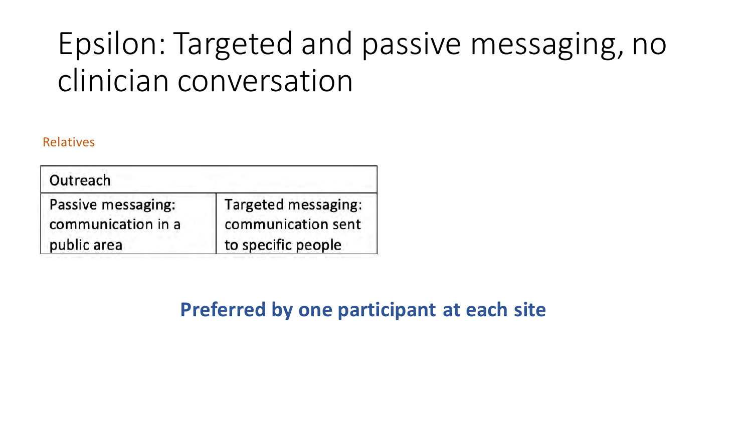# Epsilon: Targeted and passive messaging, no clinician conversation

Relatives

| Outreach | |
|---|---|
| Passive messaging: communication in a public area | Targeted messaging: communication sent to specific people |

**Preferred by one participant at each site**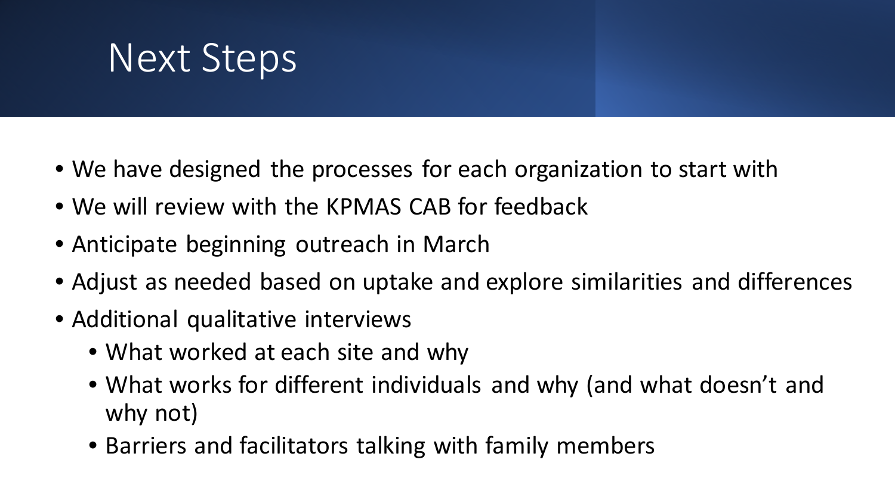# Next Steps

- We have designed the processes for each organization to start with
- We will review with the KPMAS CAB for feedback
- Anticipate beginning outreach in March
- Adjust as needed based on uptake and explore similarities and differences
- Additional qualitative interviews
  - What worked at each site and why
  - What works for different individuals and why (and what doesn't and why not)
  - Barriers and facilitators talking with family members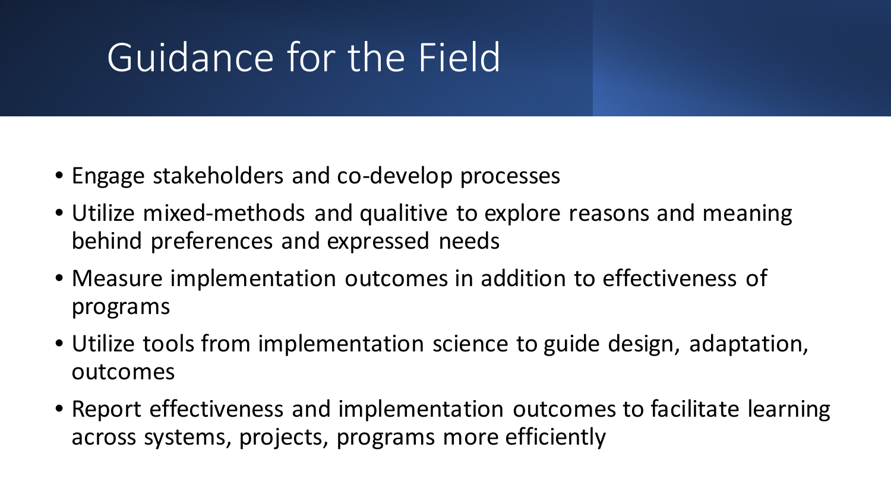# Guidance for the Field

- Engage stakeholders and co-develop processes
- Utilize mixed-methods and qualitive to explore reasons and meaning behind preferences and expressed needs
- Measure implementation outcomes in addition to effectiveness of programs
- Utilize tools from implementation science to guide design, adaptation, outcomes
- Report effectiveness and implementation outcomes to facilitate learning across systems, projects, programs more efficiently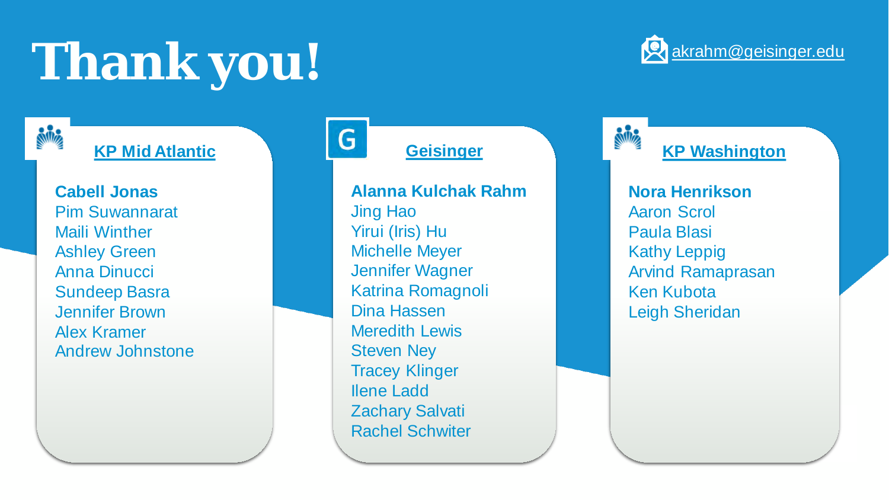# Thank you!

akrahm@geisinger.edu

## KP Mid Atlantic

**Cabell Jonas**
Pim Suwannarat
Maili Winther
Ashley Green
Anna Dinucci
Sundeep Basra
Jennifer Brown
Alex Kramer
Andrew Johnstone

## Geisinger

**Alanna Kulchak Rahm**
Jing Hao
Yirui (Iris) Hu
Michelle Meyer
Jennifer Wagner
Katrina Romagnoli
Dina Hassen
Meredith Lewis
Steven Ney
Tracey Klinger
Ilene Ladd
Zachary Salvati
Rachel Schwiter

## KP Washington

**Nora Henrikson**
Aaron Scrol
Paula Blasi
Kathy Leppig
Arvind Ramaprasan
Ken Kubota
Leigh Sheridan